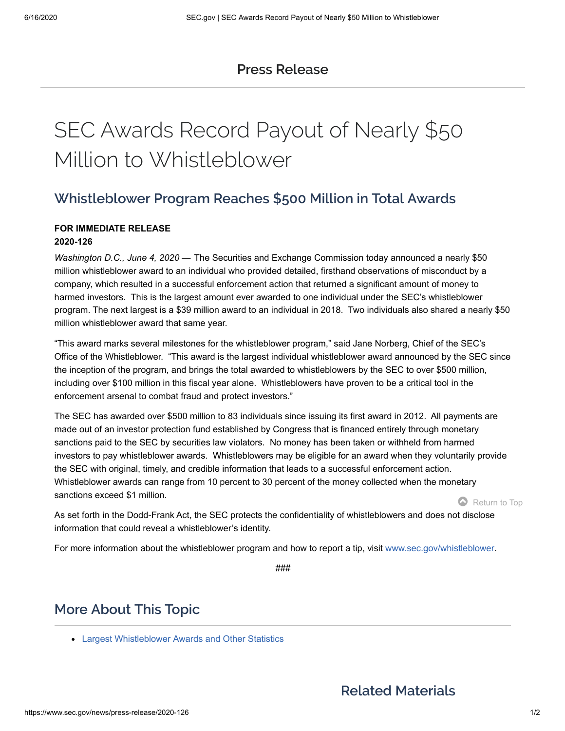## Press Release

# SEC Awards Record Payout of Nearly $50 Million to Whistleblower

## Whistleblower Program Reaches $500 Million in Total Awards

**FOR IMMEDIATE RELEASE**
**2020-126**

*Washington D.C., June 4, 2020* — The Securities and Exchange Commission today announced a nearly $50 million whistleblower award to an individual who provided detailed, firsthand observations of misconduct by a company, which resulted in a successful enforcement action that returned a significant amount of money to harmed investors. This is the largest amount ever awarded to one individual under the SEC's whistleblower program. The next largest is a $39 million award to an individual in 2018. Two individuals also shared a nearly $50 million whistleblower award that same year.

"This award marks several milestones for the whistleblower program," said Jane Norberg, Chief of the SEC's Office of the Whistleblower. "This award is the largest individual whistleblower award announced by the SEC since the inception of the program, and brings the total awarded to whistleblowers by the SEC to over $500 million, including over $100 million in this fiscal year alone. Whistleblowers have proven to be a critical tool in the enforcement arsenal to combat fraud and protect investors."

The SEC has awarded over $500 million to 83 individuals since issuing its first award in 2012. All payments are made out of an investor protection fund established by Congress that is financed entirely through monetary sanctions paid to the SEC by securities law violators. No money has been taken or withheld from harmed investors to pay whistleblower awards. Whistleblowers may be eligible for an award when they voluntarily provide the SEC with original, timely, and credible information that leads to a successful enforcement action. Whistleblower awards can range from 10 percent to 30 percent of the money collected when the monetary sanctions exceed $1 million.

As set forth in the Dodd-Frank Act, the SEC protects the confidentiality of whistleblowers and does not disclose information that could reveal a whistleblower's identity.

For more information about the whistleblower program and how to report a tip, visit www.sec.gov/whistleblower.

###

## More About This Topic

- Largest Whistleblower Awards and Other Statistics

## Related Materials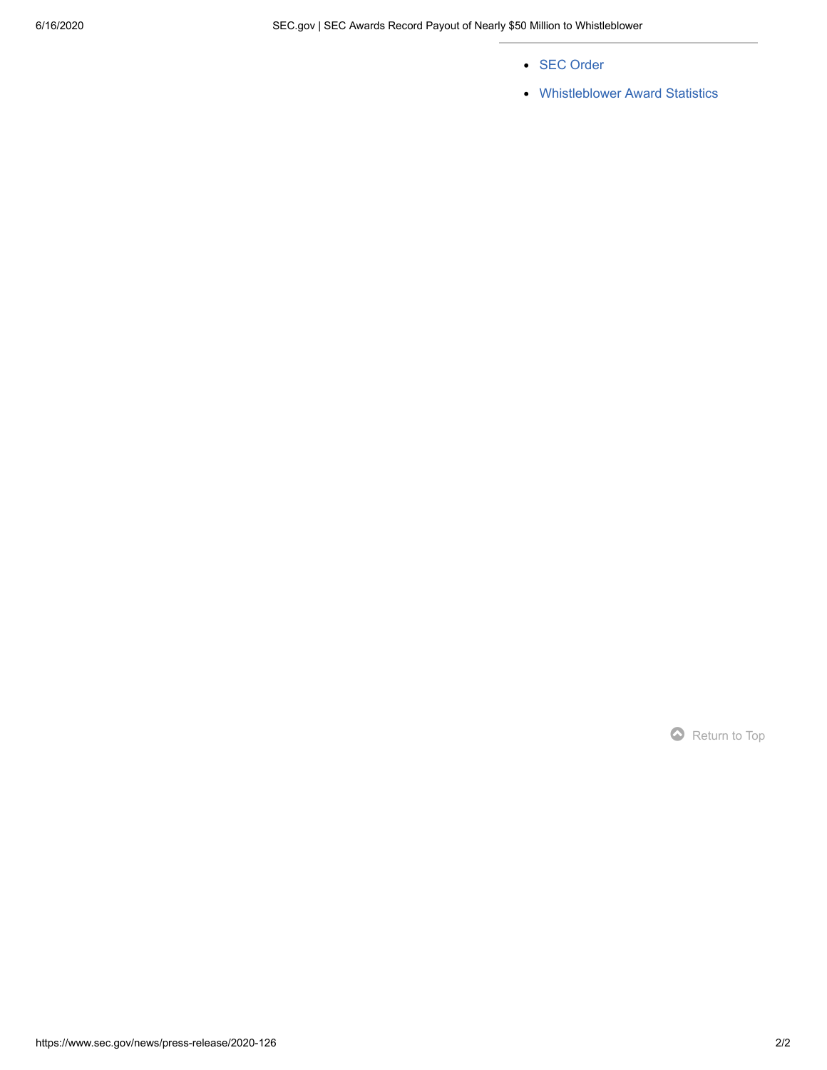- SEC Order
- Whistleblower Award Statistics

Return to Top